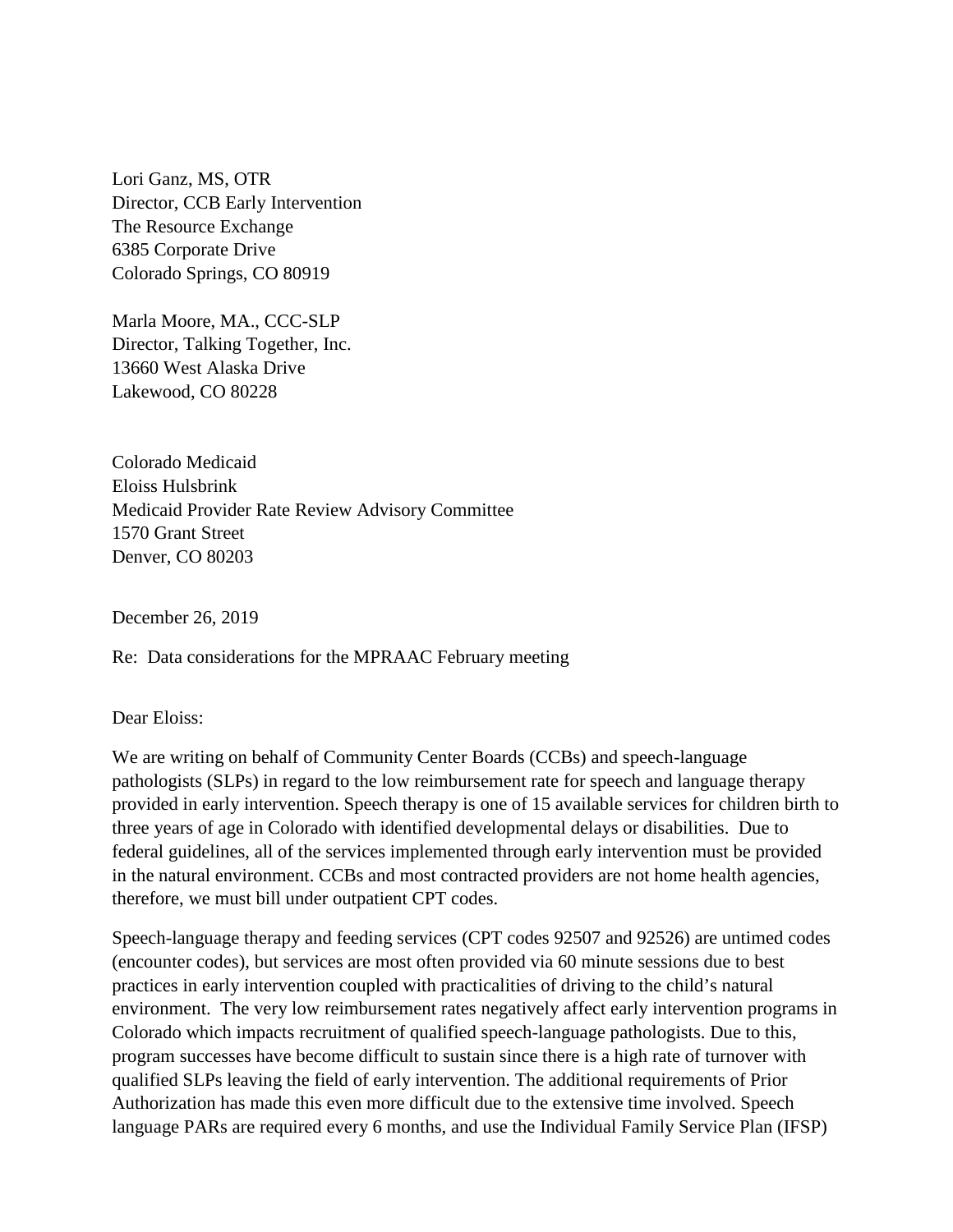Lori Ganz, MS, OTR
Director, CCB Early Intervention
The Resource Exchange
6385 Corporate Drive
Colorado Springs, CO 80919

Marla Moore, MA., CCC-SLP
Director, Talking Together, Inc.
13660 West Alaska Drive
Lakewood, CO 80228

Colorado Medicaid
Eloiss Hulsbrink
Medicaid Provider Rate Review Advisory Committee
1570 Grant Street
Denver, CO 80203

December 26, 2019

Re: Data considerations for the MPRAAC February meeting

Dear Eloiss:

We are writing on behalf of Community Center Boards (CCBs) and speech-language pathologists (SLPs) in regard to the low reimbursement rate for speech and language therapy provided in early intervention. Speech therapy is one of 15 available services for children birth to three years of age in Colorado with identified developmental delays or disabilities. Due to federal guidelines, all of the services implemented through early intervention must be provided in the natural environment. CCBs and most contracted providers are not home health agencies, therefore, we must bill under outpatient CPT codes.

Speech-language therapy and feeding services (CPT codes 92507 and 92526) are untimed codes (encounter codes), but services are most often provided via 60 minute sessions due to best practices in early intervention coupled with practicalities of driving to the child's natural environment. The very low reimbursement rates negatively affect early intervention programs in Colorado which impacts recruitment of qualified speech-language pathologists. Due to this, program successes have become difficult to sustain since there is a high rate of turnover with qualified SLPs leaving the field of early intervention. The additional requirements of Prior Authorization has made this even more difficult due to the extensive time involved. Speech language PARs are required every 6 months, and use the Individual Family Service Plan (IFSP)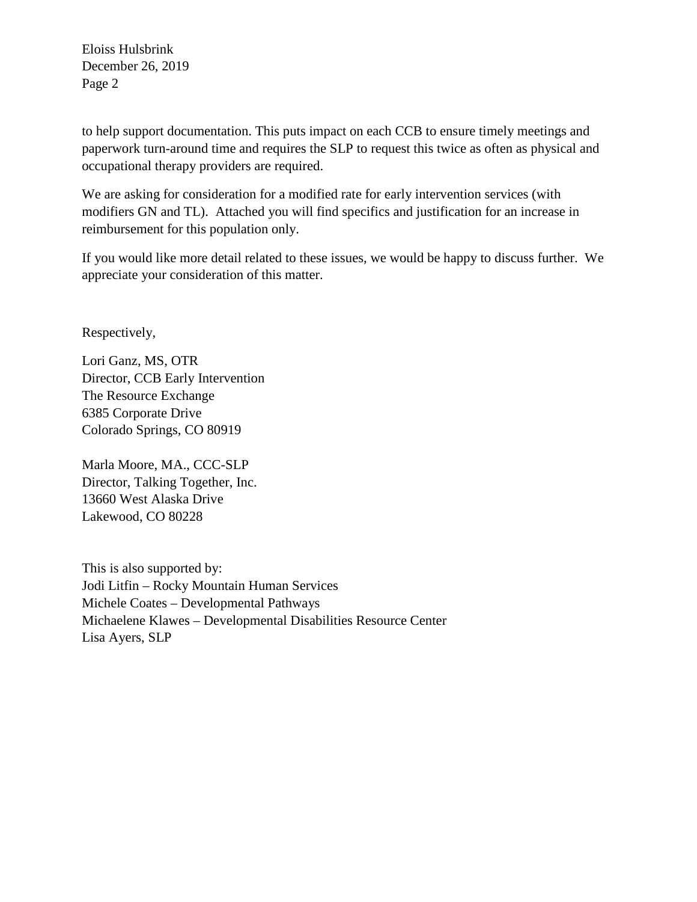to help support documentation. This puts impact on each CCB to ensure timely meetings and paperwork turn-around time and requires the SLP to request this twice as often as physical and occupational therapy providers are required.

We are asking for consideration for a modified rate for early intervention services (with modifiers GN and TL). Attached you will find specifics and justification for an increase in reimbursement for this population only.

If you would like more detail related to these issues, we would be happy to discuss further. We appreciate your consideration of this matter.

Respectively,

Lori Ganz, MS, OTR
Director, CCB Early Intervention
The Resource Exchange
6385 Corporate Drive
Colorado Springs, CO 80919

Marla Moore, MA., CCC-SLP
Director, Talking Together, Inc.
13660 West Alaska Drive
Lakewood, CO 80228

This is also supported by:
Jodi Litfin – Rocky Mountain Human Services
Michele Coates – Developmental Pathways
Michaelene Klawes – Developmental Disabilities Resource Center
Lisa Ayers, SLP